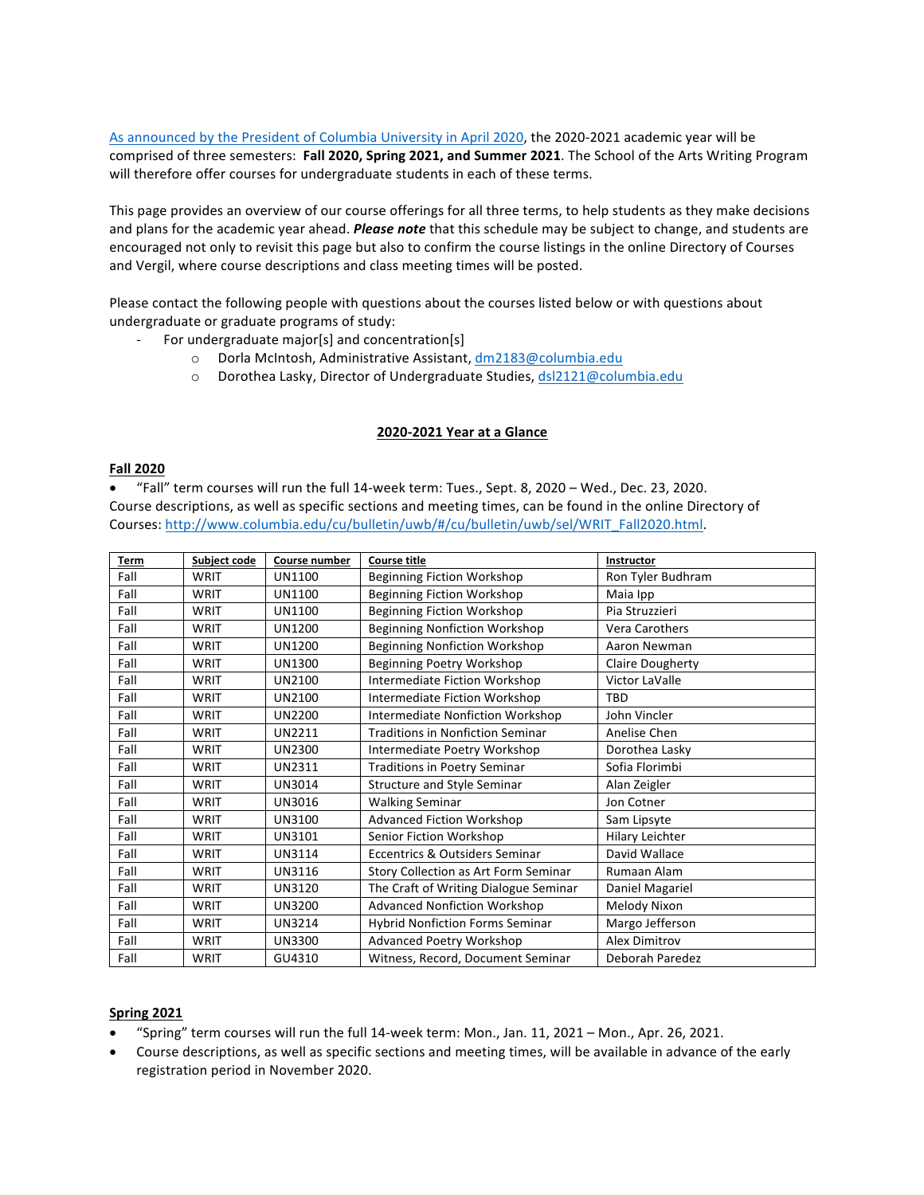[As announced by the President of Columbia University in April 2020](#), the 2020-2021 academic year will be comprised of three semesters: **Fall 2020, Spring 2021, and Summer 2021**. The School of the Arts Writing Program will therefore offer courses for undergraduate students in each of these terms.

This page provides an overview of our course offerings for all three terms, to help students as they make decisions and plans for the academic year ahead. ***Please note*** that this schedule may be subject to change, and students are encouraged not only to revisit this page but also to confirm the course listings in the online Directory of Courses and Vergil, where course descriptions and class meeting times will be posted.

Please contact the following people with questions about the courses listed below or with questions about undergraduate or graduate programs of study:

- For undergraduate major[s] and concentration[s]
  - Dorla McIntosh, Administrative Assistant, dm2183@columbia.edu
  - Dorothea Lasky, Director of Undergraduate Studies, dsl2121@columbia.edu

## 2020-2021 Year at a Glance

### Fall 2020

- "Fall" term courses will run the full 14-week term: Tues., Sept. 8, 2020 – Wed., Dec. 23, 2020.

Course descriptions, as well as specific sections and meeting times, can be found in the online Directory of Courses: http://www.columbia.edu/cu/bulletin/uwb/#/cu/bulletin/uwb/sel/WRIT_Fall2020.html.

| Term | Subject code | Course number | Course title | Instructor |
|---|---|---|---|---|
| Fall | WRIT | UN1100 | Beginning Fiction Workshop | Ron Tyler Budhram |
| Fall | WRIT | UN1100 | Beginning Fiction Workshop | Maia Ipp |
| Fall | WRIT | UN1100 | Beginning Fiction Workshop | Pia Struzzieri |
| Fall | WRIT | UN1200 | Beginning Nonfiction Workshop | Vera Carothers |
| Fall | WRIT | UN1200 | Beginning Nonfiction Workshop | Aaron Newman |
| Fall | WRIT | UN1300 | Beginning Poetry Workshop | Claire Dougherty |
| Fall | WRIT | UN2100 | Intermediate Fiction Workshop | Victor LaValle |
| Fall | WRIT | UN2100 | Intermediate Fiction Workshop | TBD |
| Fall | WRIT | UN2200 | Intermediate Nonfiction Workshop | John Vincler |
| Fall | WRIT | UN2211 | Traditions in Nonfiction Seminar | Anelise Chen |
| Fall | WRIT | UN2300 | Intermediate Poetry Workshop | Dorothea Lasky |
| Fall | WRIT | UN2311 | Traditions in Poetry Seminar | Sofia Florimbi |
| Fall | WRIT | UN3014 | Structure and Style Seminar | Alan Zeigler |
| Fall | WRIT | UN3016 | Walking Seminar | Jon Cotner |
| Fall | WRIT | UN3100 | Advanced Fiction Workshop | Sam Lipsyte |
| Fall | WRIT | UN3101 | Senior Fiction Workshop | Hilary Leichter |
| Fall | WRIT | UN3114 | Eccentrics & Outsiders Seminar | David Wallace |
| Fall | WRIT | UN3116 | Story Collection as Art Form Seminar | Rumaan Alam |
| Fall | WRIT | UN3120 | The Craft of Writing Dialogue Seminar | Daniel Magariel |
| Fall | WRIT | UN3200 | Advanced Nonfiction Workshop | Melody Nixon |
| Fall | WRIT | UN3214 | Hybrid Nonfiction Forms Seminar | Margo Jefferson |
| Fall | WRIT | UN3300 | Advanced Poetry Workshop | Alex Dimitrov |
| Fall | WRIT | GU4310 | Witness, Record, Document Seminar | Deborah Paredez |

### Spring 2021

- "Spring" term courses will run the full 14-week term: Mon., Jan. 11, 2021 – Mon., Apr. 26, 2021.
- Course descriptions, as well as specific sections and meeting times, will be available in advance of the early registration period in November 2020.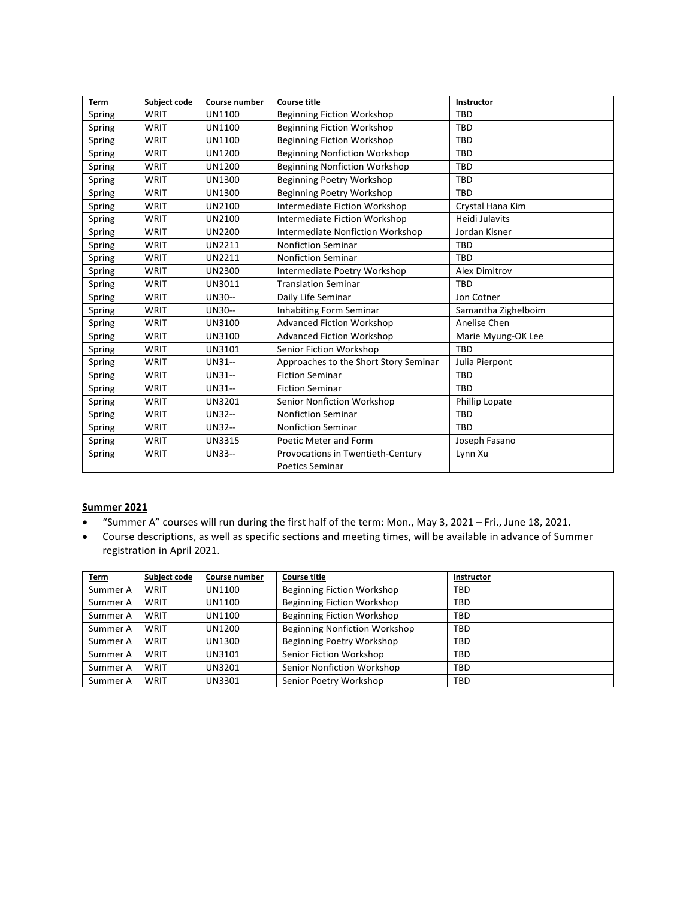| Term | Subject code | Course number | Course title | Instructor |
|---|---|---|---|---|
| Spring | WRIT | UN1100 | Beginning Fiction Workshop | TBD |
| Spring | WRIT | UN1100 | Beginning Fiction Workshop | TBD |
| Spring | WRIT | UN1100 | Beginning Fiction Workshop | TBD |
| Spring | WRIT | UN1200 | Beginning Nonfiction Workshop | TBD |
| Spring | WRIT | UN1200 | Beginning Nonfiction Workshop | TBD |
| Spring | WRIT | UN1300 | Beginning Poetry Workshop | TBD |
| Spring | WRIT | UN1300 | Beginning Poetry Workshop | TBD |
| Spring | WRIT | UN2100 | Intermediate Fiction Workshop | Crystal Hana Kim |
| Spring | WRIT | UN2100 | Intermediate Fiction Workshop | Heidi Julavits |
| Spring | WRIT | UN2200 | Intermediate Nonfiction Workshop | Jordan Kisner |
| Spring | WRIT | UN2211 | Nonfiction Seminar | TBD |
| Spring | WRIT | UN2211 | Nonfiction Seminar | TBD |
| Spring | WRIT | UN2300 | Intermediate Poetry Workshop | Alex Dimitrov |
| Spring | WRIT | UN3011 | Translation Seminar | TBD |
| Spring | WRIT | UN30-- | Daily Life Seminar | Jon Cotner |
| Spring | WRIT | UN30-- | Inhabiting Form Seminar | Samantha Zighelboim |
| Spring | WRIT | UN3100 | Advanced Fiction Workshop | Anelise Chen |
| Spring | WRIT | UN3100 | Advanced Fiction Workshop | Marie Myung-OK Lee |
| Spring | WRIT | UN3101 | Senior Fiction Workshop | TBD |
| Spring | WRIT | UN31-- | Approaches to the Short Story Seminar | Julia Pierpont |
| Spring | WRIT | UN31-- | Fiction Seminar | TBD |
| Spring | WRIT | UN31-- | Fiction Seminar | TBD |
| Spring | WRIT | UN3201 | Senior Nonfiction Workshop | Phillip Lopate |
| Spring | WRIT | UN32-- | Nonfiction Seminar | TBD |
| Spring | WRIT | UN32-- | Nonfiction Seminar | TBD |
| Spring | WRIT | UN3315 | Poetic Meter and Form | Joseph Fasano |
| Spring | WRIT | UN33-- | Provocations in Twentieth-Century Poetics Seminar | Lynn Xu |

**Summer 2021**

- "Summer A" courses will run during the first half of the term: Mon., May 3, 2021 – Fri., June 18, 2021.
- Course descriptions, as well as specific sections and meeting times, will be available in advance of Summer registration in April 2021.

| Term | Subject code | Course number | Course title | Instructor |
|---|---|---|---|---|
| Summer A | WRIT | UN1100 | Beginning Fiction Workshop | TBD |
| Summer A | WRIT | UN1100 | Beginning Fiction Workshop | TBD |
| Summer A | WRIT | UN1100 | Beginning Fiction Workshop | TBD |
| Summer A | WRIT | UN1200 | Beginning Nonfiction Workshop | TBD |
| Summer A | WRIT | UN1300 | Beginning Poetry Workshop | TBD |
| Summer A | WRIT | UN3101 | Senior Fiction Workshop | TBD |
| Summer A | WRIT | UN3201 | Senior Nonfiction Workshop | TBD |
| Summer A | WRIT | UN3301 | Senior Poetry Workshop | TBD |